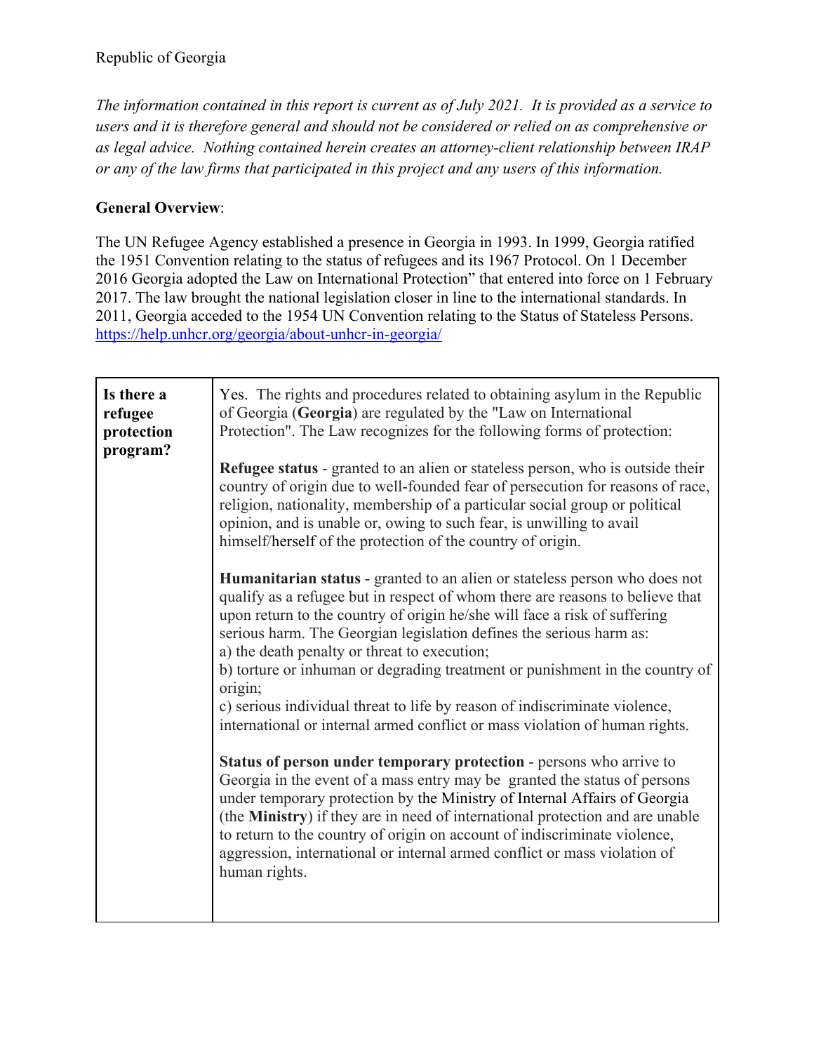Republic of Georgia

*The information contained in this report is current as of July 2021. It is provided as a service to users and it is therefore general and should not be considered or relied on as comprehensive or as legal advice. Nothing contained herein creates an attorney-client relationship between IRAP or any of the law firms that participated in this project and any users of this information.*

**General Overview**:

The UN Refugee Agency established a presence in Georgia in 1993. In 1999, Georgia ratified the 1951 Convention relating to the status of refugees and its 1967 Protocol. On 1 December 2016 Georgia adopted the Law on International Protection" that entered into force on 1 February 2017. The law brought the national legislation closer in line to the international standards. In 2011, Georgia acceded to the 1954 UN Convention relating to the Status of Stateless Persons. https://help.unhcr.org/georgia/about-unhcr-in-georgia/

| | |
|---|---|
| **Is there a refugee protection program?** | Yes. The rights and procedures related to obtaining asylum in the Republic of Georgia (**Georgia**) are regulated by the "Law on International Protection". The Law recognizes for the following forms of protection:<br><br>**Refugee status** - granted to an alien or stateless person, who is outside their country of origin due to well-founded fear of persecution for reasons of race, religion, nationality, membership of a particular social group or political opinion, and is unable or, owing to such fear, is unwilling to avail himself/herself of the protection of the country of origin.<br><br>**Humanitarian status** - granted to an alien or stateless person who does not qualify as a refugee but in respect of whom there are reasons to believe that upon return to the country of origin he/she will face a risk of suffering serious harm. The Georgian legislation defines the serious harm as:<br>a) the death penalty or threat to execution;<br>b) torture or inhuman or degrading treatment or punishment in the country of origin;<br>c) serious individual threat to life by reason of indiscriminate violence, international or internal armed conflict or mass violation of human rights.<br><br>**Status of person under temporary protection** - persons who arrive to Georgia in the event of a mass entry may be granted the status of persons under temporary protection by the Ministry of Internal Affairs of Georgia (the **Ministry**) if they are in need of international protection and are unable to return to the country of origin on account of indiscriminate violence, aggression, international or internal armed conflict or mass violation of human rights. |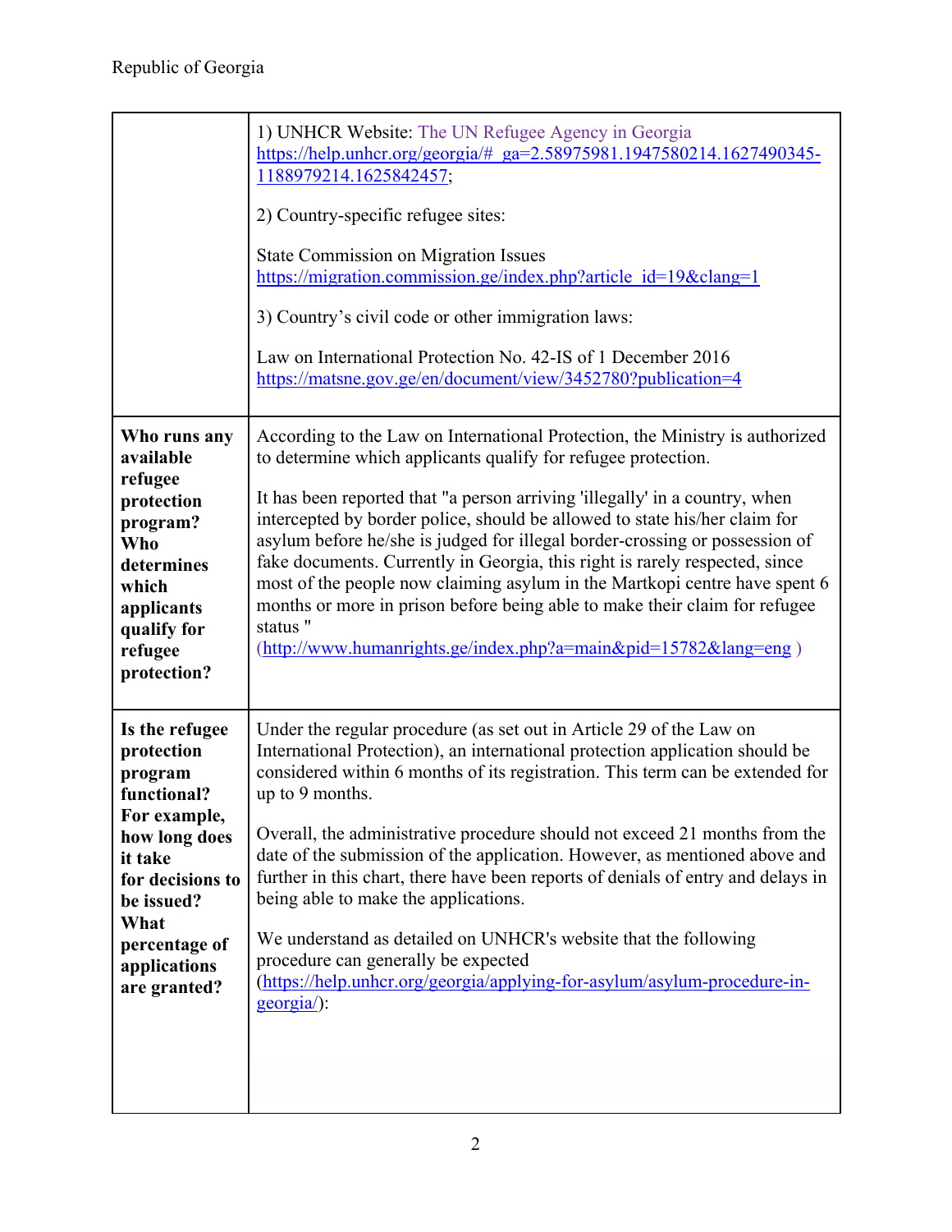| | |
|---|---|
| | 1) UNHCR Website: The UN Refugee Agency in Georgia https://help.unhcr.org/georgia/#_ga=2.58975981.1947580214.1627490345-1188979214.1625842457;<br><br>2) Country-specific refugee sites:<br><br>State Commission on Migration Issues https://migration.commission.ge/index.php?article_id=19&clang=1<br><br>3) Country's civil code or other immigration laws:<br><br>Law on International Protection No. 42-IS of 1 December 2016 https://matsne.gov.ge/en/document/view/3452780?publication=4 |
| **Who runs any available refugee protection program? Who determines which applicants qualify for refugee protection?** | According to the Law on International Protection, the Ministry is authorized to determine which applicants qualify for refugee protection.<br><br>It has been reported that "a person arriving 'illegally' in a country, when intercepted by border police, should be allowed to state his/her claim for asylum before he/she is judged for illegal border-crossing or possession of fake documents. Currently in Georgia, this right is rarely respected, since most of the people now claiming asylum in the Martkopi centre have spent 6 months or more in prison before being able to make their claim for refugee status " (http://www.humanrights.ge/index.php?a=main&pid=15782&lang=eng ) |
| **Is the refugee protection program functional? For example, how long does it take for decisions to be issued? What percentage of applications are granted?** | Under the regular procedure (as set out in Article 29 of the Law on International Protection), an international protection application should be considered within 6 months of its registration. This term can be extended for up to 9 months.<br><br>Overall, the administrative procedure should not exceed 21 months from the date of the submission of the application. However, as mentioned above and further in this chart, there have been reports of denials of entry and delays in being able to make the applications.<br><br>We understand as detailed on UNHCR's website that the following procedure can generally be expected (https://help.unhcr.org/georgia/applying-for-asylum/asylum-procedure-in-georgia/): |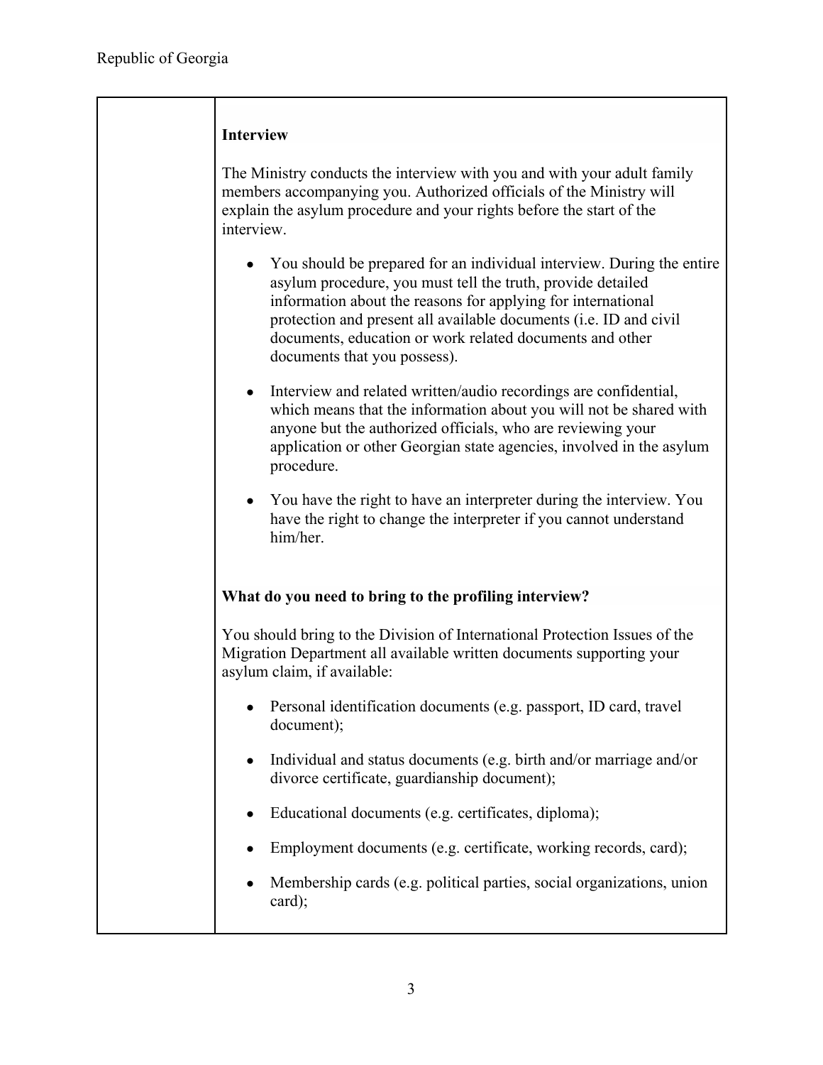### Interview

The Ministry conducts the interview with you and with your adult family members accompanying you. Authorized officials of the Ministry will explain the asylum procedure and your rights before the start of the interview.

- You should be prepared for an individual interview. During the entire asylum procedure, you must tell the truth, provide detailed information about the reasons for applying for international protection and present all available documents (i.e. ID and civil documents, education or work related documents and other documents that you possess).
- Interview and related written/audio recordings are confidential, which means that the information about you will not be shared with anyone but the authorized officials, who are reviewing your application or other Georgian state agencies, involved in the asylum procedure.
- You have the right to have an interpreter during the interview. You have the right to change the interpreter if you cannot understand him/her.

### What do you need to bring to the profiling interview?

You should bring to the Division of International Protection Issues of the Migration Department all available written documents supporting your asylum claim, if available:

- Personal identification documents (e.g. passport, ID card, travel document);
- Individual and status documents (e.g. birth and/or marriage and/or divorce certificate, guardianship document);
- Educational documents (e.g. certificates, diploma);
- Employment documents (e.g. certificate, working records, card);
- Membership cards (e.g. political parties, social organizations, union card);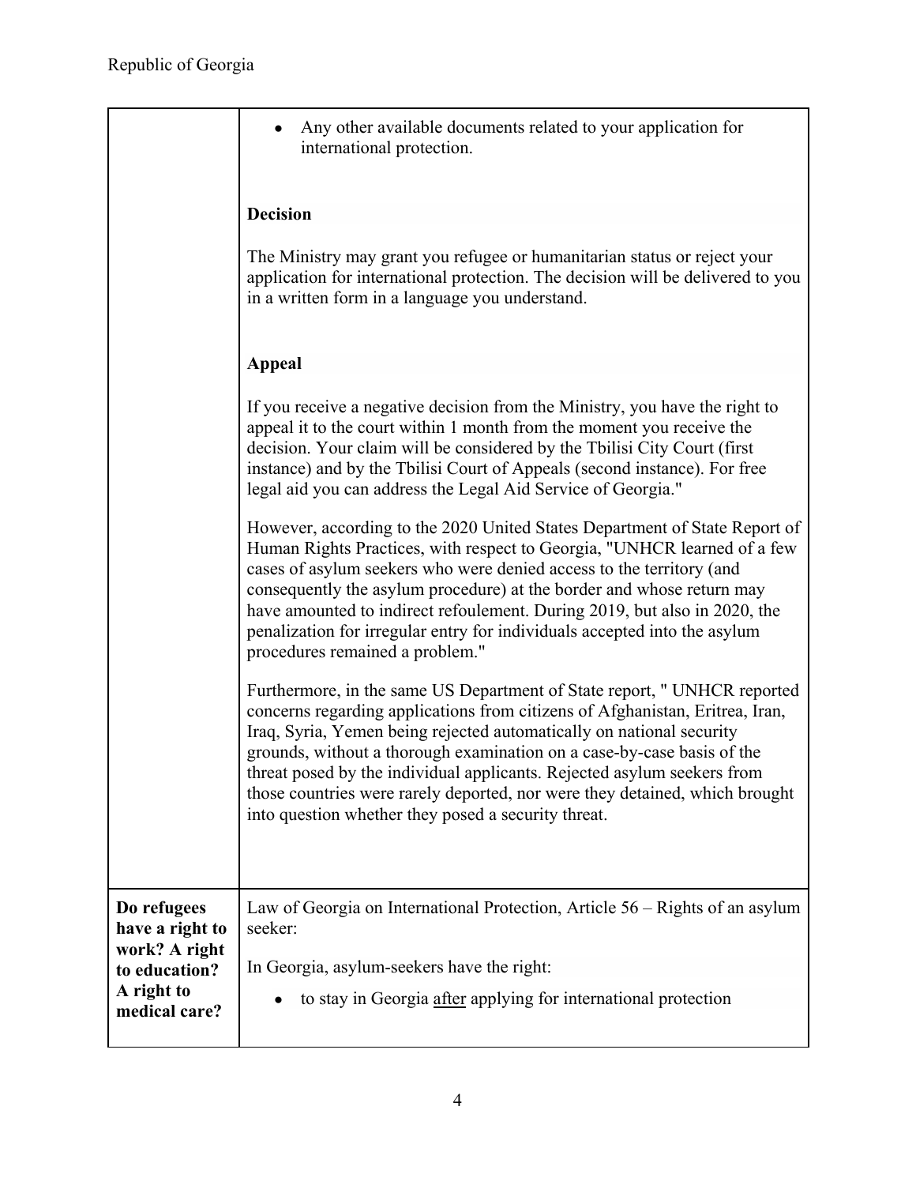| | |
|---|---|
| | • Any other available documents related to your application for international protection.<br><br>**Decision**<br><br>The Ministry may grant you refugee or humanitarian status or reject your application for international protection. The decision will be delivered to you in a written form in a language you understand.<br><br>**Appeal**<br><br>If you receive a negative decision from the Ministry, you have the right to appeal it to the court within 1 month from the moment you receive the decision. Your claim will be considered by the Tbilisi City Court (first instance) and by the Tbilisi Court of Appeals (second instance). For free legal aid you can address the Legal Aid Service of Georgia."<br><br>However, according to the 2020 United States Department of State Report of Human Rights Practices, with respect to Georgia, "UNHCR learned of a few cases of asylum seekers who were denied access to the territory (and consequently the asylum procedure) at the border and whose return may have amounted to indirect refoulement. During 2019, but also in 2020, the penalization for irregular entry for individuals accepted into the asylum procedures remained a problem."<br><br>Furthermore, in the same US Department of State report, " UNHCR reported concerns regarding applications from citizens of Afghanistan, Eritrea, Iran, Iraq, Syria, Yemen being rejected automatically on national security grounds, without a thorough examination on a case-by-case basis of the threat posed by the individual applicants. Rejected asylum seekers from those countries were rarely deported, nor were they detained, which brought into question whether they posed a security threat. |
| **Do refugees have a right to work? A right to education? A right to medical care?** | Law of Georgia on International Protection, Article 56 – Rights of an asylum seeker:<br><br>In Georgia, asylum-seekers have the right:<br><br>• to stay in Georgia after applying for international protection |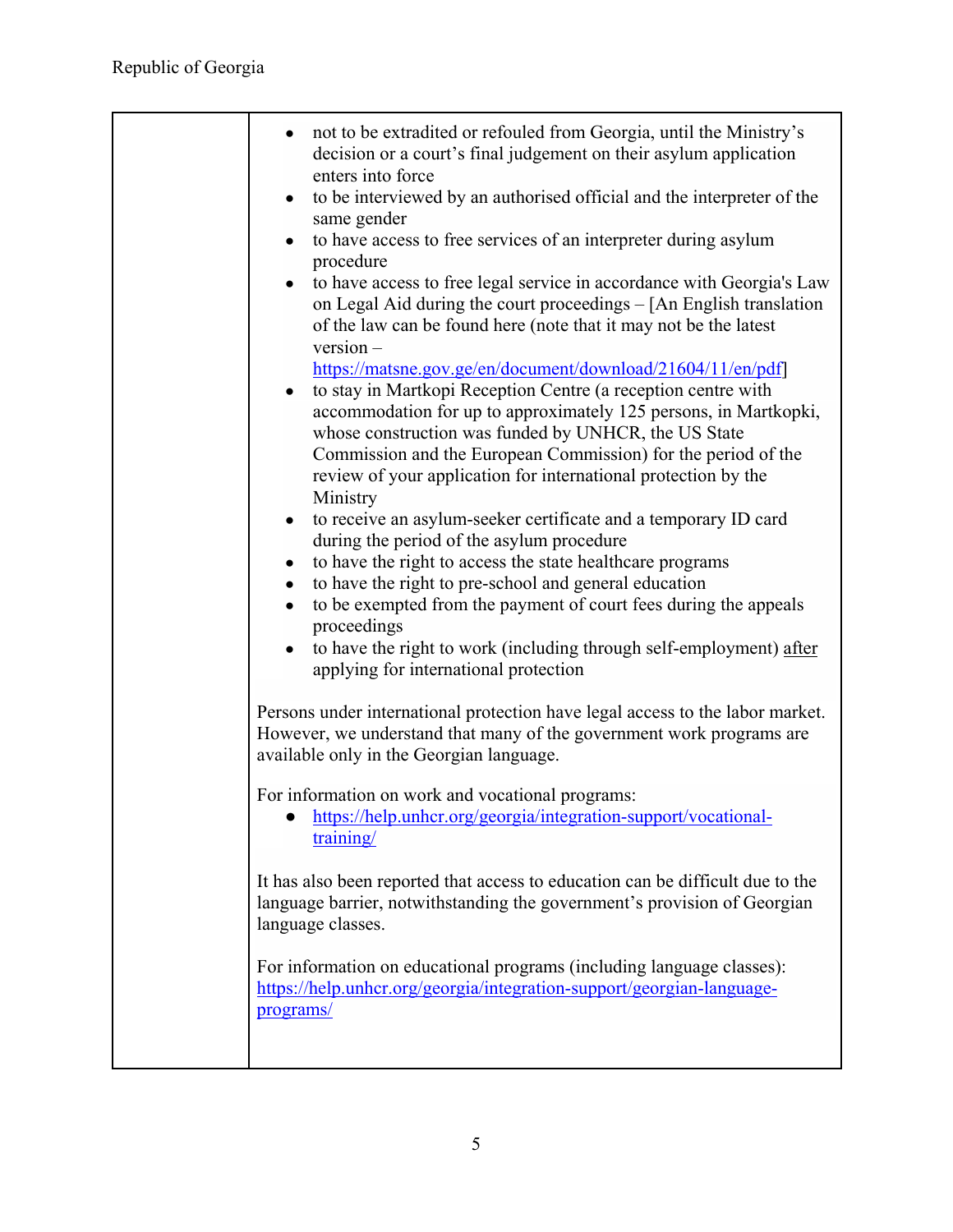| | • not to be extradited or refouled from Georgia, until the Ministry's decision or a court's final judgement on their asylum application enters into force<br>• to be interviewed by an authorised official and the interpreter of the same gender<br>• to have access to free services of an interpreter during asylum procedure<br>• to have access to free legal service in accordance with Georgia's Law on Legal Aid during the court proceedings – [An English translation of the law can be found here (note that it may not be the latest version – https://matsne.gov.ge/en/document/download/21604/11/en/pdf]<br>• to stay in Martkopi Reception Centre (a reception centre with accommodation for up to approximately 125 persons, in Martkopki, whose construction was funded by UNHCR, the US State Commission and the European Commission) for the period of the review of your application for international protection by the Ministry<br>• to receive an asylum-seeker certificate and a temporary ID card during the period of the asylum procedure<br>• to have the right to access the state healthcare programs<br>• to have the right to pre-school and general education<br>• to be exempted from the payment of court fees during the appeals proceedings<br>• to have the right to work (including through self-employment) <u>after</u> applying for international protection<br><br>Persons under international protection have legal access to the labor market. However, we understand that many of the government work programs are available only in the Georgian language.<br><br>For information on work and vocational programs:<br>• https://help.unhcr.org/georgia/integration-support/vocational-training/<br><br>It has also been reported that access to education can be difficult due to the language barrier, notwithstanding the government's provision of Georgian language classes.<br><br>For information on educational programs (including language classes): https://help.unhcr.org/georgia/integration-support/georgian-language-programs/ |
|---|---|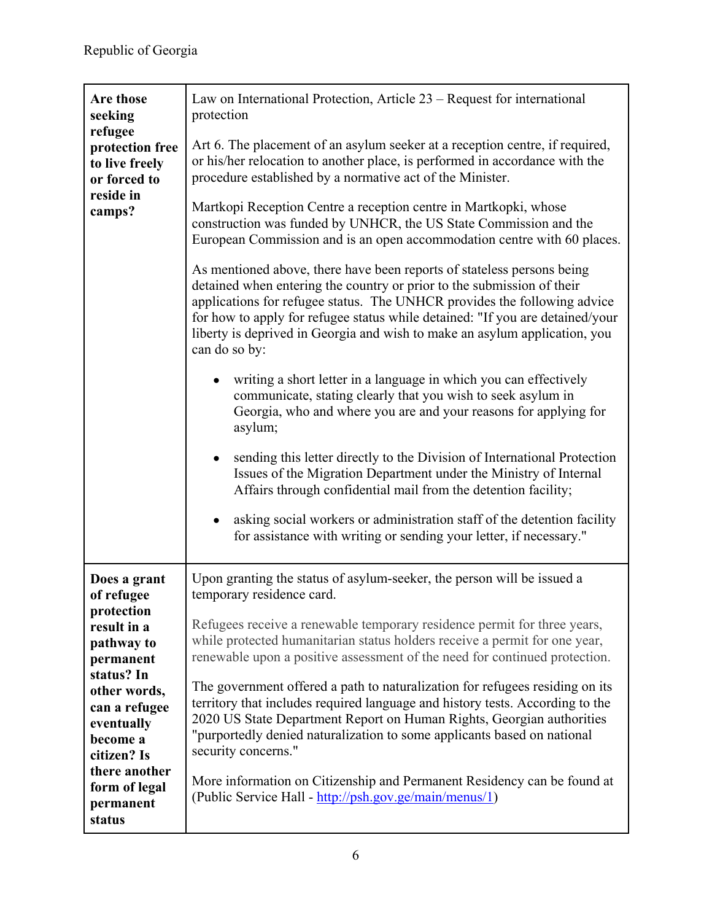| | |
|---|---|
| **Are those seeking refugee protection free to live freely or forced to reside in camps?** | Law on International Protection, Article 23 – Request for international protection<br><br>Art 6. The placement of an asylum seeker at a reception centre, if required, or his/her relocation to another place, is performed in accordance with the procedure established by a normative act of the Minister.<br><br>Martkopi Reception Centre a reception centre in Martkopki, whose construction was funded by UNHCR, the US State Commission and the European Commission and is an open accommodation centre with 60 places.<br><br>As mentioned above, there have been reports of stateless persons being detained when entering the country or prior to the submission of their applications for refugee status. The UNHCR provides the following advice for how to apply for refugee status while detained: "If you are detained/your liberty is deprived in Georgia and wish to make an asylum application, you can do so by:<br><br>• writing a short letter in a language in which you can effectively communicate, stating clearly that you wish to seek asylum in Georgia, who and where you are and your reasons for applying for asylum;<br><br>• sending this letter directly to the Division of International Protection Issues of the Migration Department under the Ministry of Internal Affairs through confidential mail from the detention facility;<br><br>• asking social workers or administration staff of the detention facility for assistance with writing or sending your letter, if necessary." |
| **Does a grant of refugee protection result in a pathway to permanent status? In other words, can a refugee eventually become a citizen? Is there another form of legal permanent status** | Upon granting the status of asylum-seeker, the person will be issued a temporary residence card.<br><br>Refugees receive a renewable temporary residence permit for three years, while protected humanitarian status holders receive a permit for one year, renewable upon a positive assessment of the need for continued protection.<br><br>The government offered a path to naturalization for refugees residing on its territory that includes required language and history tests. According to the 2020 US State Department Report on Human Rights, Georgian authorities "purportedly denied naturalization to some applicants based on national security concerns."<br><br>More information on Citizenship and Permanent Residency can be found at (Public Service Hall - [http://psh.gov.ge/main/menus/1](http://psh.gov.ge/main/menus/1)) |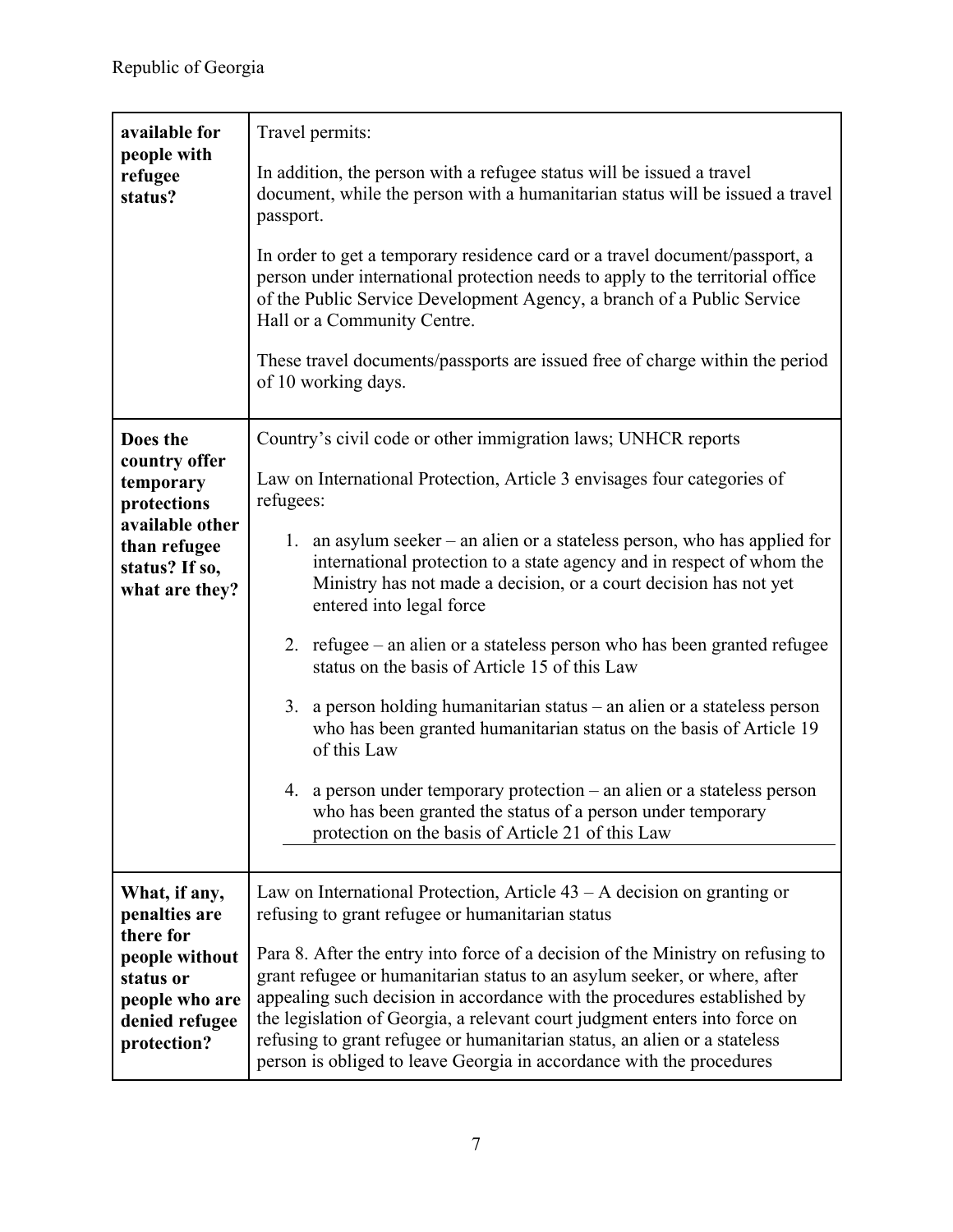Republic of Georgia

| | |
|---|---|
| **available for people with refugee status?** | Travel permits:<br><br>In addition, the person with a refugee status will be issued a travel document, while the person with a humanitarian status will be issued a travel passport.<br><br>In order to get a temporary residence card or a travel document/passport, a person under international protection needs to apply to the territorial office of the Public Service Development Agency, a branch of a Public Service Hall or a Community Centre.<br><br>These travel documents/passports are issued free of charge within the period of 10 working days. |
| **Does the country offer temporary protections available other than refugee status? If so, what are they?** | Country's civil code or other immigration laws; UNHCR reports<br><br>Law on International Protection, Article 3 envisages four categories of refugees:<br><br>1. an asylum seeker – an alien or a stateless person, who has applied for international protection to a state agency and in respect of whom the Ministry has not made a decision, or a court decision has not yet entered into legal force<br><br>2. refugee – an alien or a stateless person who has been granted refugee status on the basis of Article 15 of this Law<br><br>3. a person holding humanitarian status – an alien or a stateless person who has been granted humanitarian status on the basis of Article 19 of this Law<br><br>4. a person under temporary protection – an alien or a stateless person who has been granted the status of a person under temporary protection on the basis of Article 21 of this Law |
| **What, if any, penalties are there for people without status or people who are denied refugee protection?** | Law on International Protection, Article 43 – A decision on granting or refusing to grant refugee or humanitarian status<br><br>Para 8. After the entry into force of a decision of the Ministry on refusing to grant refugee or humanitarian status to an asylum seeker, or where, after appealing such decision in accordance with the procedures established by the legislation of Georgia, a relevant court judgment enters into force on refusing to grant refugee or humanitarian status, an alien or a stateless person is obliged to leave Georgia in accordance with the procedures |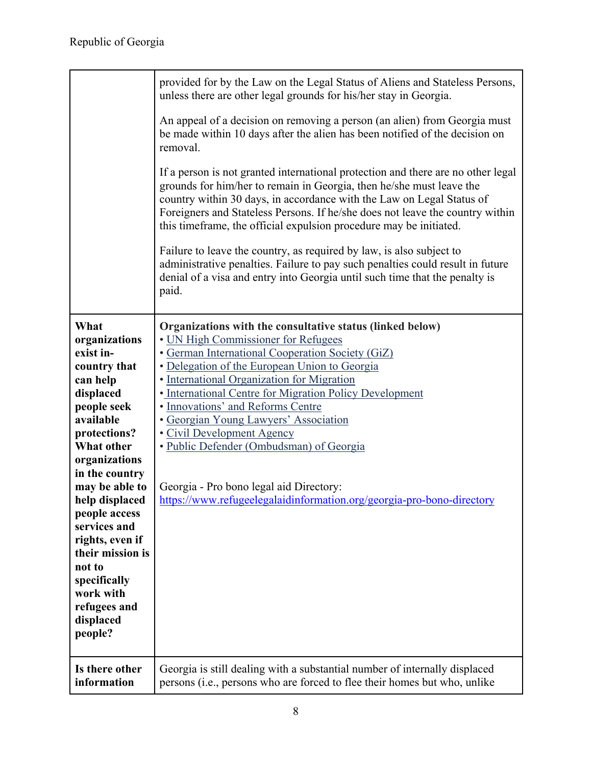| | |
|---|---|
| | provided for by the Law on the Legal Status of Aliens and Stateless Persons, unless there are other legal grounds for his/her stay in Georgia.<br><br>An appeal of a decision on removing a person (an alien) from Georgia must be made within 10 days after the alien has been notified of the decision on removal.<br><br>If a person is not granted international protection and there are no other legal grounds for him/her to remain in Georgia, then he/she must leave the country within 30 days, in accordance with the Law on Legal Status of Foreigners and Stateless Persons. If he/she does not leave the country within this timeframe, the official expulsion procedure may be initiated.<br><br>Failure to leave the country, as required by law, is also subject to administrative penalties. Failure to pay such penalties could result in future denial of a visa and entry into Georgia until such time that the penalty is paid. |
| **What organizations exist in-country that can help displaced people seek available protections? What other organizations in the country may be able to help displaced people access services and rights, even if their mission is not to specifically work with refugees and displaced people?** | **Organizations with the consultative status (linked below)**<br>• UN High Commissioner for Refugees<br>• German International Cooperation Society (GiZ)<br>• Delegation of the European Union to Georgia<br>• International Organization for Migration<br>• International Centre for Migration Policy Development<br>• Innovations' and Reforms Centre<br>• Georgian Young Lawyers' Association<br>• Civil Development Agency<br>• Public Defender (Ombudsman) of Georgia<br><br>Georgia - Pro bono legal aid Directory:<br>https://www.refugeelegalaidinformation.org/georgia-pro-bono-directory |
| **Is there other information** | Georgia is still dealing with a substantial number of internally displaced persons (i.e., persons who are forced to flee their homes but who, unlike |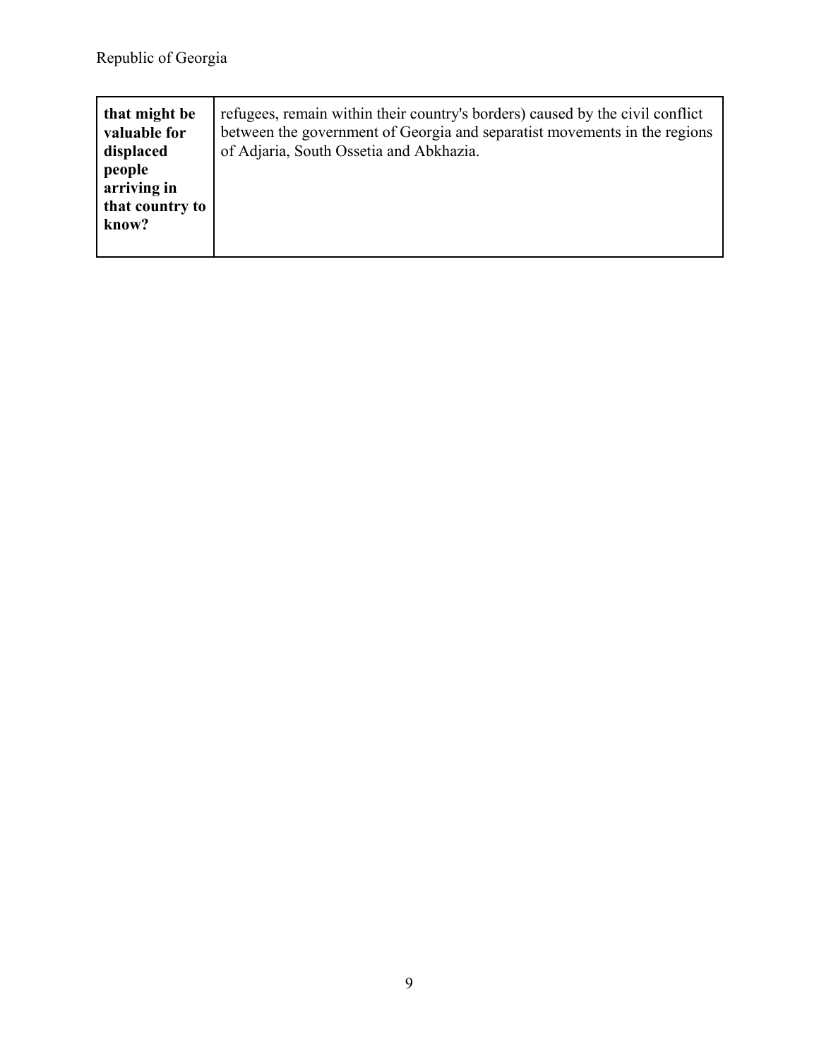| | |
|---|---|
| **that might be valuable for displaced people arriving in that country to know?** | refugees, remain within their country's borders) caused by the civil conflict between the government of Georgia and separatist movements in the regions of Adjaria, South Ossetia and Abkhazia. |